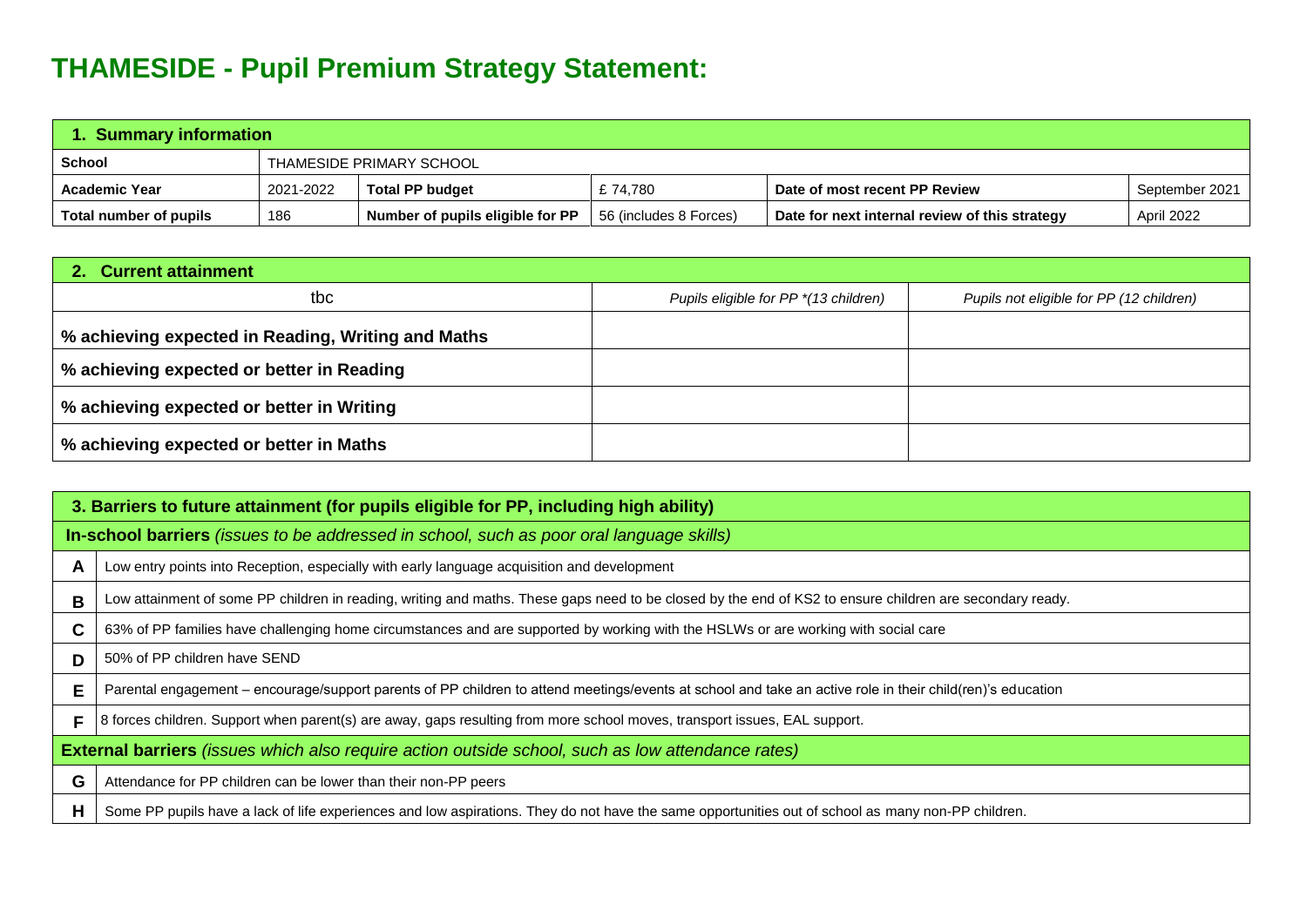# THAMESIDE - Pupil Premium Strategy Statement:

| **1. Summary information** | | | | | |
|---|---|---|---|---|---|
| **School** | THAMESIDE PRIMARY SCHOOL | | | | |
| **Academic Year** | 2021-2022 | **Total PP budget** | £ 74,780 | **Date of most recent PP Review** | September 2021 |
| **Total number of pupils** | 186 | **Number of pupils eligible for PP** | 56 (includes 8 Forces) | **Date for next internal review of this strategy** | April 2022 |

| **2. Current attainment** | | |
|---|---|---|
| tbc | *Pupils eligible for PP \*(13 children)* | *Pupils not eligible for PP (12 children)* |
| **% achieving expected in Reading, Writing and Maths** | | |
| **% achieving expected or better in Reading** | | |
| **% achieving expected or better in Writing** | | |
| **% achieving expected or better in Maths** | | |

| **3. Barriers to future attainment (for pupils eligible for PP, including high ability)** | |
|---|---|
| **In-school barriers** *(issues to be addressed in school, such as poor oral language skills)* | |
| **A** | Low entry points into Reception, especially with early language acquisition and development |
| **B** | Low attainment of some PP children in reading, writing and maths. These gaps need to be closed by the end of KS2 to ensure children are secondary ready. |
| **C** | 63% of PP families have challenging home circumstances and are supported by working with the HSLWs or are working with social care |
| **D** | 50% of PP children have SEND |
| **E** | Parental engagement – encourage/support parents of PP children to attend meetings/events at school and take an active role in their child(ren)'s education |
| **F** | 8 forces children. Support when parent(s) are away, gaps resulting from more school moves, transport issues, EAL support. |
| **External barriers** *(issues which also require action outside school, such as low attendance rates)* | |
| **G** | Attendance for PP children can be lower than their non-PP peers |
| **H** | Some PP pupils have a lack of life experiences and low aspirations. They do not have the same opportunities out of school as many non-PP children. |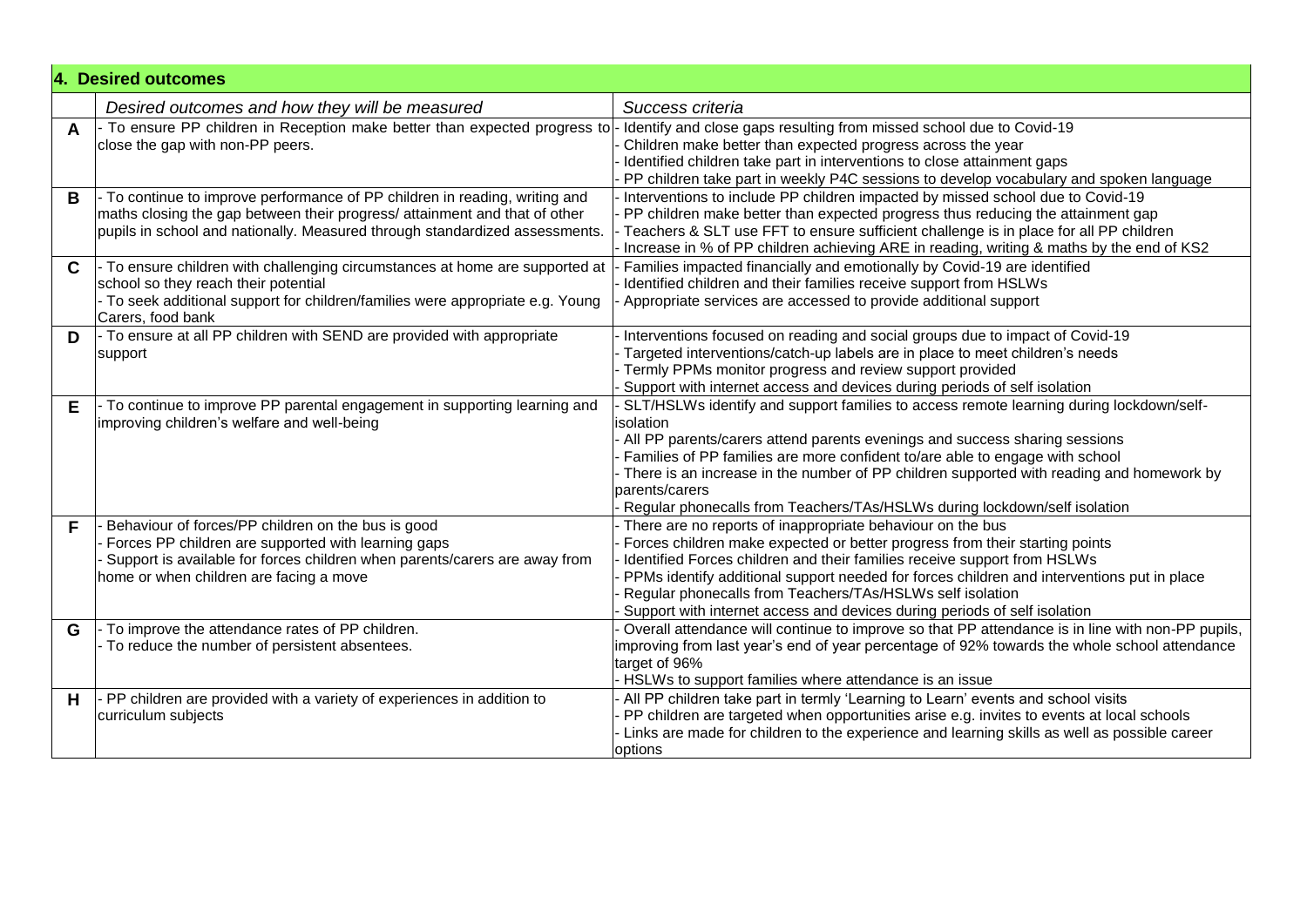## 4. Desired outcomes

| | *Desired outcomes and how they will be measured* | *Success criteria* |
|---|---|---|
| **A** | - To ensure PP children in Reception make better than expected progress to close the gap with non-PP peers. | - Identify and close gaps resulting from missed school due to Covid-19<br>- Children make better than expected progress across the year<br>- Identified children take part in interventions to close attainment gaps<br>- PP children take part in weekly P4C sessions to develop vocabulary and spoken language |
| **B** | - To continue to improve performance of PP children in reading, writing and maths closing the gap between their progress/ attainment and that of other pupils in school and nationally. Measured through standardized assessments. | - Interventions to include PP children impacted by missed school due to Covid-19<br>- PP children make better than expected progress thus reducing the attainment gap<br>- Teachers & SLT use FFT to ensure sufficient challenge is in place for all PP children<br>- Increase in % of PP children achieving ARE in reading, writing & maths by the end of KS2 |
| **C** | - To ensure children with challenging circumstances at home are supported at school so they reach their potential<br>- To seek additional support for children/families were appropriate e.g. Young Carers, food bank | - Families impacted financially and emotionally by Covid-19 are identified<br>- Identified children and their families receive support from HSLWs<br>- Appropriate services are accessed to provide additional support |
| **D** | - To ensure at all PP children with SEND are provided with appropriate support | - Interventions focused on reading and social groups due to impact of Covid-19<br>- Targeted interventions/catch-up labels are in place to meet children's needs<br>- Termly PPMs monitor progress and review support provided<br>- Support with internet access and devices during periods of self isolation |
| **E** | - To continue to improve PP parental engagement in supporting learning and improving children's welfare and well-being | - SLT/HSLWs identify and support families to access remote learning during lockdown/self-isolation<br>- All PP parents/carers attend parents evenings and success sharing sessions<br>- Families of PP families are more confident to/are able to engage with school<br>- There is an increase in the number of PP children supported with reading and homework by parents/carers<br>- Regular phonecalls from Teachers/TAs/HSLWs during lockdown/self isolation |
| **F** | - Behaviour of forces/PP children on the bus is good<br>- Forces PP children are supported with learning gaps<br>- Support is available for forces children when parents/carers are away from home or when children are facing a move | - There are no reports of inappropriate behaviour on the bus<br>- Forces children make expected or better progress from their starting points<br>- Identified Forces children and their families receive support from HSLWs<br>- PPMs identify additional support needed for forces children and interventions put in place<br>- Regular phonecalls from Teachers/TAs/HSLWs self isolation<br>- Support with internet access and devices during periods of self isolation |
| **G** | - To improve the attendance rates of PP children.<br>- To reduce the number of persistent absentees. | - Overall attendance will continue to improve so that PP attendance is in line with non-PP pupils, improving from last year's end of year percentage of 92% towards the whole school attendance target of 96%<br>- HSLWs to support families where attendance is an issue |
| **H** | - PP children are provided with a variety of experiences in addition to curriculum subjects | - All PP children take part in termly 'Learning to Learn' events and school visits<br>- PP children are targeted when opportunities arise e.g. invites to events at local schools<br>- Links are made for children to the experience and learning skills as well as possible career options |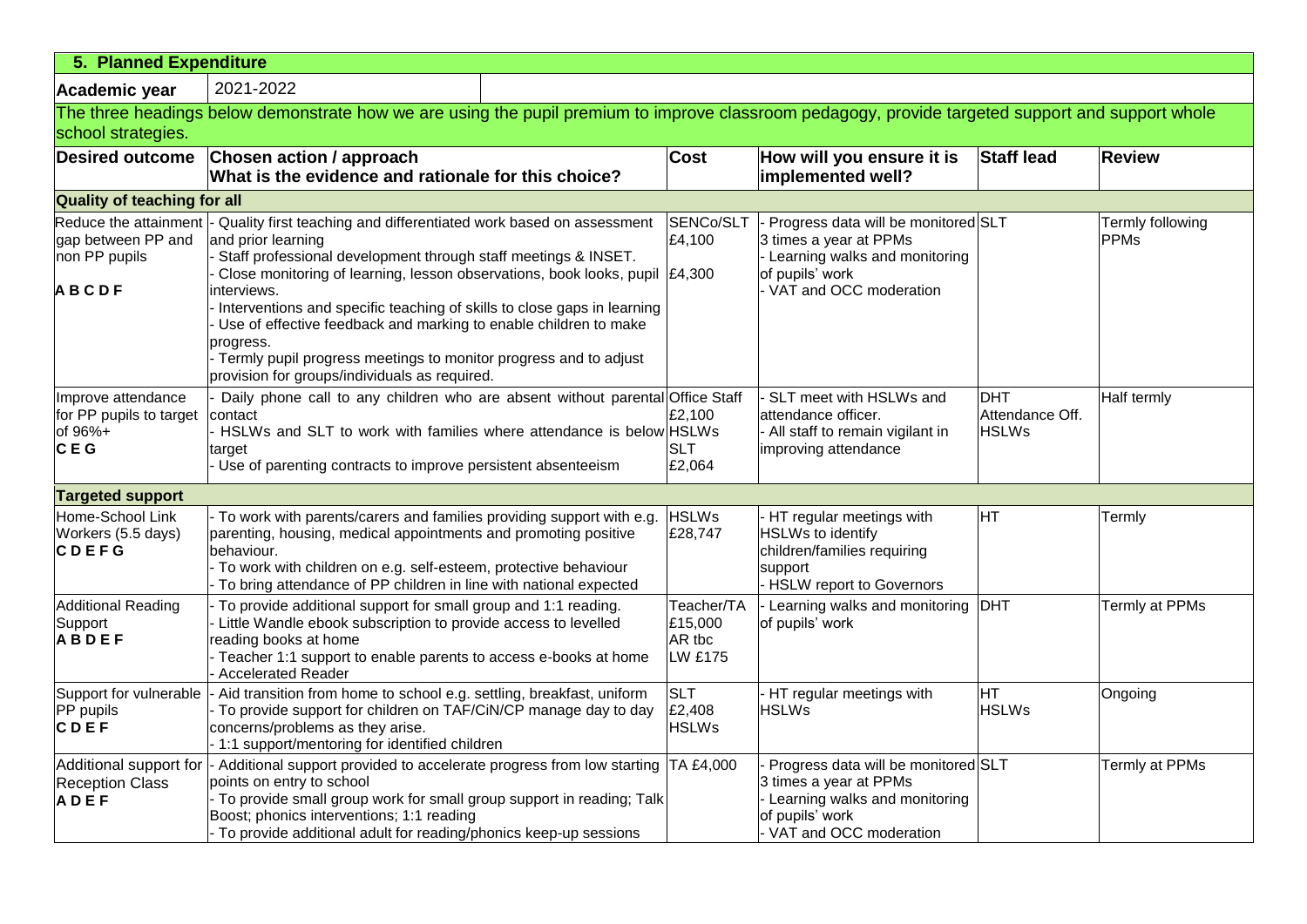## 5. Planned Expenditure

**Academic year** 2021-2022

The three headings below demonstrate how we are using the pupil premium to improve classroom pedagogy, provide targeted support and support whole school strategies.

| Desired outcome | Chosen action / approach<br>What is the evidence and rationale for this choice? | Cost | How will you ensure it is implemented well? | Staff lead | Review |
|---|---|---|---|---|---|
| **Quality of teaching for all** | | | | | |
| Reduce the attainment gap between PP and non PP pupils<br>**A B C D F** | - Quality first teaching and differentiated work based on assessment and prior learning<br>- Staff professional development through staff meetings & INSET.<br>- Close monitoring of learning, lesson observations, book looks, pupil interviews.<br>- Interventions and specific teaching of skills to close gaps in learning<br>- Use of effective feedback and marking to enable children to make progress.<br>- Termly pupil progress meetings to monitor progress and to adjust provision for groups/individuals as required. | SENCo/SLT<br>£4,100<br>£4,300 | - Progress data will be monitored 3 times a year at PPMs<br>- Learning walks and monitoring of pupils' work<br>- VAT and OCC moderation | SLT | Termly following PPMs |
| Improve attendance for PP pupils to target of 96%+<br>**C E G** | - Daily phone call to any children who are absent without parental contact<br>- HSLWs and SLT to work with families where attendance is below target<br>- Use of parenting contracts to improve persistent absenteeism | Office Staff<br>£2,100<br>HSLWs<br>SLT<br>£2,064 | - SLT meet with HSLWs and attendance officer.<br>- All staff to remain vigilant in improving attendance | DHT<br>Attendance Off.<br>HSLWs | Half termly |
| **Targeted support** | | | | | |
| Home-School Link Workers (5.5 days)<br>**C D E F G** | - To work with parents/carers and families providing support with e.g. parenting, housing, medical appointments and promoting positive behaviour.<br>- To work with children on e.g. self-esteem, protective behaviour<br>- To bring attendance of PP children in line with national expected | HSLWs<br>£28,747 | - HT regular meetings with HSLWs to identify children/families requiring support<br>- HSLW report to Governors | HT | Termly |
| Additional Reading Support<br>**A B D E F** | - To provide additional support for small group and 1:1 reading.<br>- Little Wandle ebook subscription to provide access to levelled reading books at home<br>- Teacher 1:1 support to enable parents to access e-books at home<br>- Accelerated Reader | Teacher/TA<br>£15,000<br>AR tbc<br>LW £175 | - Learning walks and monitoring of pupils' work | DHT | Termly at PPMs |
| Support for vulnerable PP pupils<br>**C D E F** | - Aid transition from home to school e.g. settling, breakfast, uniform<br>- To provide support for children on TAF/CiN/CP manage day to day concerns/problems as they arise.<br>- 1:1 support/mentoring for identified children | SLT<br>£2,408<br>HSLWs | - HT regular meetings with HSLWs | HT<br>HSLWs | Ongoing |
| Additional support for Reception Class<br>**A D E F** | - Additional support provided to accelerate progress from low starting points on entry to school<br>- To provide small group work for small group support in reading; Talk Boost; phonics interventions; 1:1 reading<br>- To provide additional adult for reading/phonics keep-up sessions | TA £4,000 | - Progress data will be monitored 3 times a year at PPMs<br>- Learning walks and monitoring of pupils' work<br>- VAT and OCC moderation | SLT | Termly at PPMs |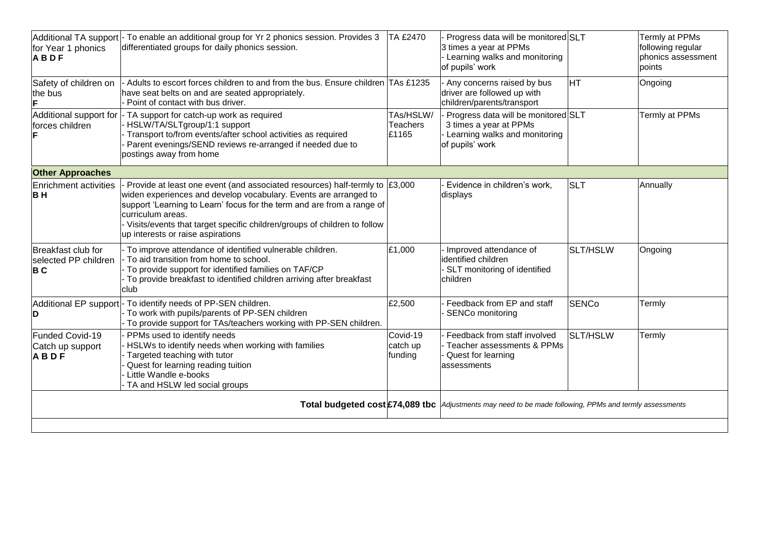| | | | | | |
|---|---|---|---|---|---|
| Additional TA support for Year 1 phonics **A B D F** | - To enable an additional group for Yr 2 phonics session. Provides 3 differentiated groups for daily phonics session. | TA £2470 | - Progress data will be monitored 3 times a year at PPMs<br>- Learning walks and monitoring of pupils' work | SLT | Termly at PPMs following regular phonics assessment points |
| Safety of children on the bus **F** | - Adults to escort forces children to and from the bus. Ensure children have seat belts on and are seated appropriately.<br>- Point of contact with bus driver. | TAs £1235 | - Any concerns raised by bus driver are followed up with children/parents/transport | HT | Ongoing |
| Additional support for forces children **F** | - TA support for catch-up work as required<br>- HSLW/TA/SLTgroup/1:1 support<br>- Transport to/from events/after school activities as required<br>- Parent evenings/SEND reviews re-arranged if needed due to postings away from home | TAs/HSLW/ Teachers £1165 | - Progress data will be monitored 3 times a year at PPMs<br>- Learning walks and monitoring of pupils' work | SLT | Termly at PPMs |
| **Other Approaches** | | | | | |
| Enrichment activities **B H** | - Provide at least one event (and associated resources) half-termly to widen experiences and develop vocabulary. Events are arranged to support 'Learning to Learn' focus for the term and are from a range of curriculum areas.<br>- Visits/events that target specific children/groups of children to follow up interests or raise aspirations | £3,000 | - Evidence in children's work, displays | SLT | Annually |
| Breakfast club for selected PP children **B C** | - To improve attendance of identified vulnerable children.<br>- To aid transition from home to school.<br>- To provide support for identified families on TAF/CP<br>- To provide breakfast to identified children arriving after breakfast club | £1,000 | - Improved attendance of identified children<br>- SLT monitoring of identified children | SLT/HSLW | Ongoing |
| Additional EP support **D** | - To identify needs of PP-SEN children.<br>- To work with pupils/parents of PP-SEN children<br>- To provide support for TAs/teachers working with PP-SEN children. | £2,500 | - Feedback from EP and staff<br>- SENCo monitoring | SENCo | Termly |
| Funded Covid-19 Catch up support **A B D F** | - PPMs used to identify needs<br>- HSLWs to identify needs when working with families<br>- Targeted teaching with tutor<br>- Quest for learning reading tuition<br>- Little Wandle e-books<br>- TA and HSLW led social groups | Covid-19 catch up funding | - Feedback from staff involved<br>- Teacher assessments & PPMs<br>- Quest for learning assessments | SLT/HSLW | Termly |
| | **Total budgeted cost** | **£74,089 tbc** | *Adjustments may need to be made following, PPMs and termly assessments* | | |